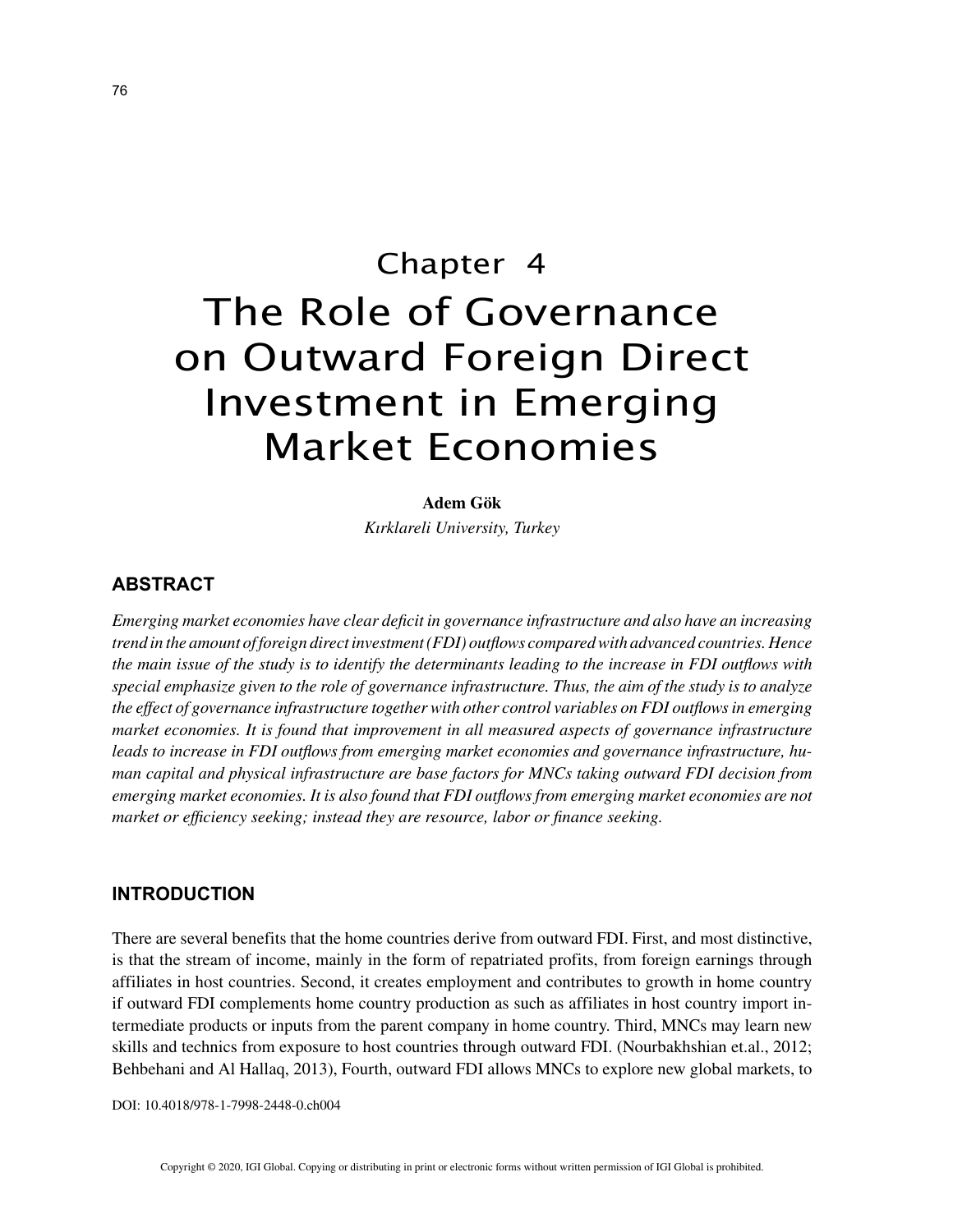# Chapter 4
# The Role of Governance on Outward Foreign Direct Investment in Emerging Market Economies

**Adem Gök**
*Kırklareli University, Turkey*

## ABSTRACT

*Emerging market economies have clear deficit in governance infrastructure and also have an increasing trend in the amount of foreign direct investment (FDI) outflows compared with advanced countries. Hence the main issue of the study is to identify the determinants leading to the increase in FDI outflows with special emphasize given to the role of governance infrastructure. Thus, the aim of the study is to analyze the effect of governance infrastructure together with other control variables on FDI outflows in emerging market economies. It is found that improvement in all measured aspects of governance infrastructure leads to increase in FDI outflows from emerging market economies and governance infrastructure, human capital and physical infrastructure are base factors for MNCs taking outward FDI decision from emerging market economies. It is also found that FDI outflows from emerging market economies are not market or efficiency seeking; instead they are resource, labor or finance seeking.*

## INTRODUCTION

There are several benefits that the home countries derive from outward FDI. First, and most distinctive, is that the stream of income, mainly in the form of repatriated profits, from foreign earnings through affiliates in host countries. Second, it creates employment and contributes to growth in home country if outward FDI complements home country production as such as affiliates in host country import intermediate products or inputs from the parent company in home country. Third, MNCs may learn new skills and technics from exposure to host countries through outward FDI. (Nourbakhshian et.al., 2012; Behbehani and Al Hallaq, 2013), Fourth, outward FDI allows MNCs to explore new global markets, to

DOI: 10.4018/978-1-7998-2448-0.ch004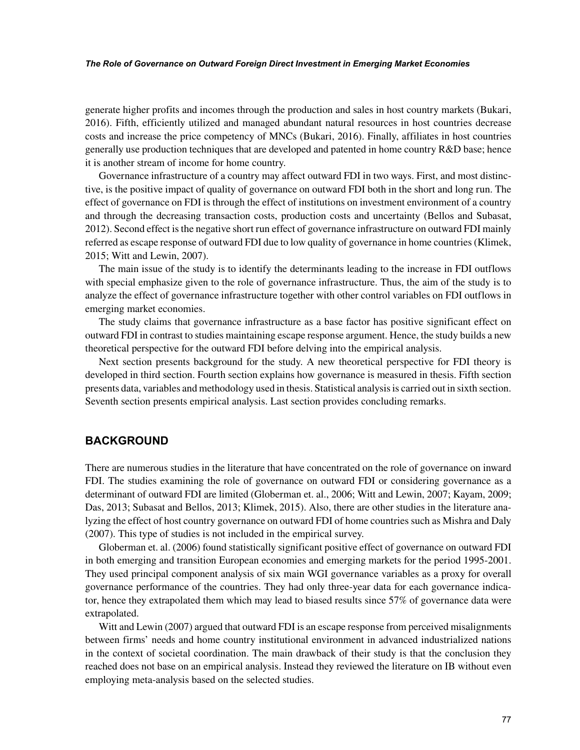generate higher profits and incomes through the production and sales in host country markets (Bukari, 2016). Fifth, efficiently utilized and managed abundant natural resources in host countries decrease costs and increase the price competency of MNCs (Bukari, 2016). Finally, affiliates in host countries generally use production techniques that are developed and patented in home country R&D base; hence it is another stream of income for home country.

Governance infrastructure of a country may affect outward FDI in two ways. First, and most distinctive, is the positive impact of quality of governance on outward FDI both in the short and long run. The effect of governance on FDI is through the effect of institutions on investment environment of a country and through the decreasing transaction costs, production costs and uncertainty (Bellos and Subasat, 2012). Second effect is the negative short run effect of governance infrastructure on outward FDI mainly referred as escape response of outward FDI due to low quality of governance in home countries (Klimek, 2015; Witt and Lewin, 2007).

The main issue of the study is to identify the determinants leading to the increase in FDI outflows with special emphasize given to the role of governance infrastructure. Thus, the aim of the study is to analyze the effect of governance infrastructure together with other control variables on FDI outflows in emerging market economies.

The study claims that governance infrastructure as a base factor has positive significant effect on outward FDI in contrast to studies maintaining escape response argument. Hence, the study builds a new theoretical perspective for the outward FDI before delving into the empirical analysis.

Next section presents background for the study. A new theoretical perspective for FDI theory is developed in third section. Fourth section explains how governance is measured in thesis. Fifth section presents data, variables and methodology used in thesis. Statistical analysis is carried out in sixth section. Seventh section presents empirical analysis. Last section provides concluding remarks.

## BACKGROUND

There are numerous studies in the literature that have concentrated on the role of governance on inward FDI. The studies examining the role of governance on outward FDI or considering governance as a determinant of outward FDI are limited (Globerman et. al., 2006; Witt and Lewin, 2007; Kayam, 2009; Das, 2013; Subasat and Bellos, 2013; Klimek, 2015). Also, there are other studies in the literature analyzing the effect of host country governance on outward FDI of home countries such as Mishra and Daly (2007). This type of studies is not included in the empirical survey.

Globerman et. al. (2006) found statistically significant positive effect of governance on outward FDI in both emerging and transition European economies and emerging markets for the period 1995-2001. They used principal component analysis of six main WGI governance variables as a proxy for overall governance performance of the countries. They had only three-year data for each governance indicator, hence they extrapolated them which may lead to biased results since 57% of governance data were extrapolated.

Witt and Lewin (2007) argued that outward FDI is an escape response from perceived misalignments between firms' needs and home country institutional environment in advanced industrialized nations in the context of societal coordination. The main drawback of their study is that the conclusion they reached does not base on an empirical analysis. Instead they reviewed the literature on IB without even employing meta-analysis based on the selected studies.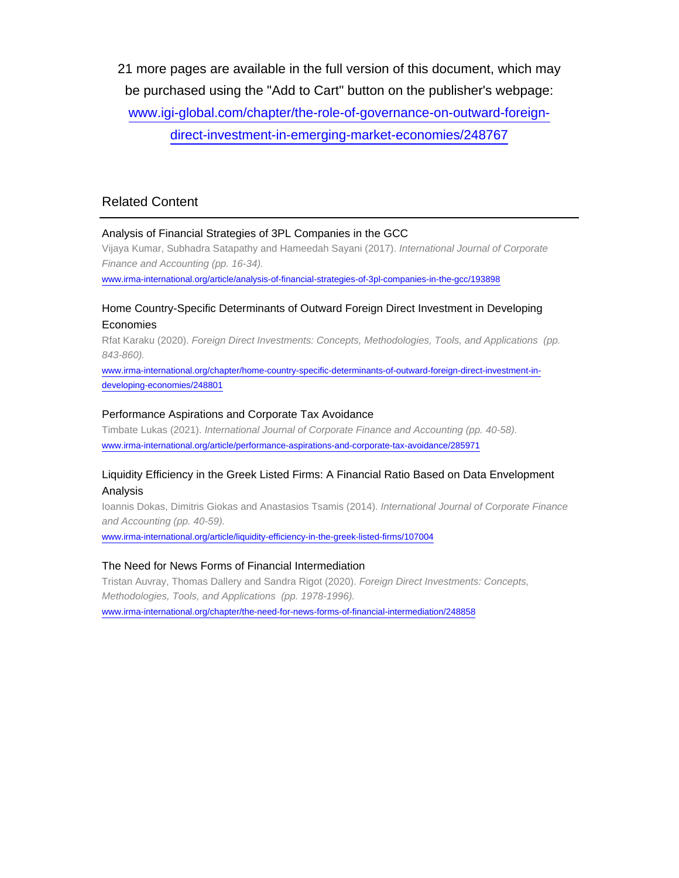21 more pages are available in the full version of this document, which may be purchased using the "Add to Cart" button on the publisher's webpage: www.igi-global.com/chapter/the-role-of-governance-on-outward-foreign-direct-investment-in-emerging-market-economies/248767

## Related Content

### Analysis of Financial Strategies of 3PL Companies in the GCC

Vijaya Kumar, Subhadra Satapathy and Hameedah Sayani (2017). *International Journal of Corporate Finance and Accounting (pp. 16-34).*

www.irma-international.org/article/analysis-of-financial-strategies-of-3pl-companies-in-the-gcc/193898

### Home Country-Specific Determinants of Outward Foreign Direct Investment in Developing Economies

Rfat Karaku (2020). *Foreign Direct Investments: Concepts, Methodologies, Tools, and Applications (pp. 843-860).*

www.irma-international.org/chapter/home-country-specific-determinants-of-outward-foreign-direct-investment-in-developing-economies/248801

### Performance Aspirations and Corporate Tax Avoidance

Timbate Lukas (2021). *International Journal of Corporate Finance and Accounting (pp. 40-58).*

www.irma-international.org/article/performance-aspirations-and-corporate-tax-avoidance/285971

### Liquidity Efficiency in the Greek Listed Firms: A Financial Ratio Based on Data Envelopment Analysis

Ioannis Dokas, Dimitris Giokas and Anastasios Tsamis (2014). *International Journal of Corporate Finance and Accounting (pp. 40-59).*

www.irma-international.org/article/liquidity-efficiency-in-the-greek-listed-firms/107004

### The Need for News Forms of Financial Intermediation

Tristan Auvray, Thomas Dallery and Sandra Rigot (2020). *Foreign Direct Investments: Concepts, Methodologies, Tools, and Applications (pp. 1978-1996).*

www.irma-international.org/chapter/the-need-for-news-forms-of-financial-intermediation/248858